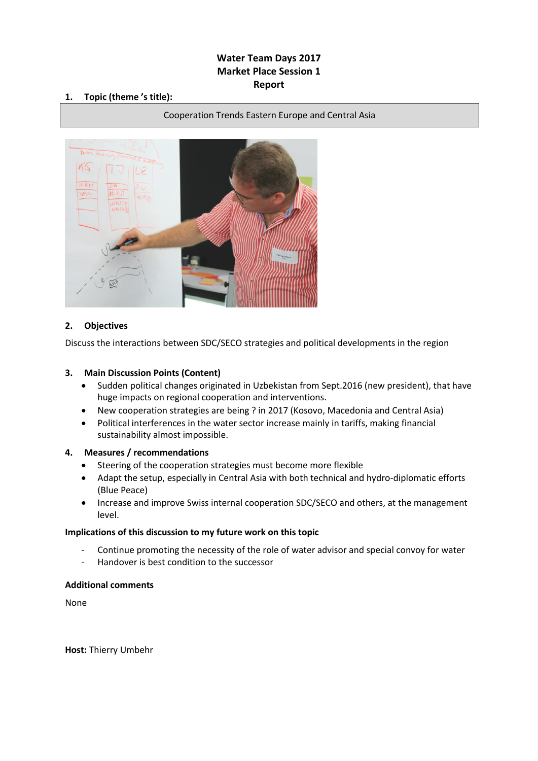**Water Team Days 2017**
**Market Place Session 1**
**Report**

**1. Topic (theme 's title):**

Cooperation Trends Eastern Europe and Central Asia

**2. Objectives**

Discuss the interactions between SDC/SECO strategies and political developments in the region

**3. Main Discussion Points (Content)**

- Sudden political changes originated in Uzbekistan from Sept.2016 (new president), that have huge impacts on regional cooperation and interventions.
- New cooperation strategies are being ? in 2017 (Kosovo, Macedonia and Central Asia)
- Political interferences in the water sector increase mainly in tariffs, making financial sustainability almost impossible.

**4. Measures / recommendations**

- Steering of the cooperation strategies must become more flexible
- Adapt the setup, especially in Central Asia with both technical and hydro-diplomatic efforts (Blue Peace)
- Increase and improve Swiss internal cooperation SDC/SECO and others, at the management level.

**Implications of this discussion to my future work on this topic**

- Continue promoting the necessity of the role of water advisor and special convoy for water
- Handover is best condition to the successor

**Additional comments**

None

**Host:** Thierry Umbehr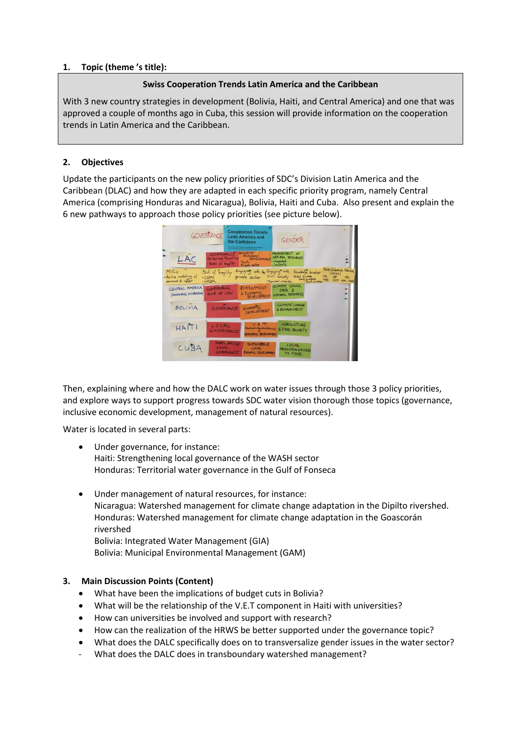## 1. Topic (theme 's title):

**Swiss Cooperation Trends Latin America and the Caribbean**

With 3 new country strategies in development (Bolivia, Haiti, and Central America) and one that was approved a couple of months ago in Cuba, this session will provide information on the cooperation trends in Latin America and the Caribbean.

## 2. Objectives

Update the participants on the new policy priorities of SDC's Division Latin America and the Caribbean (DLAC) and how they are adapted in each specific priority program, namely Central America (comprising Honduras and Nicaragua), Bolivia, Haiti and Cuba. Also present and explain the 6 new pathways to approach those policy priorities (see picture below).

Then, explaining where and how the DALC work on water issues through those 3 policy priorities, and explore ways to support progress towards SDC water vision thorough those topics (governance, inclusive economic development, management of natural resources).

Water is located in several parts:

- Under governance, for instance:
  Haiti: Strengthening local governance of the WASH sector
  Honduras: Territorial water governance in the Gulf of Fonseca
- Under management of natural resources, for instance:
  Nicaragua: Watershed management for climate change adaptation in the Dipilto rivershed.
  Honduras: Watershed management for climate change adaptation in the Goascorán rivershed
  Bolivia: Integrated Water Management (GIA)
  Bolivia: Municipal Environmental Management (GAM)

## 3. Main Discussion Points (Content)

- What have been the implications of budget cuts in Bolivia?
- What will be the relationship of the V.E.T component in Haiti with universities?
- How can universities be involved and support with research?
- How can the realization of the HRWS be better supported under the governance topic?
- What does the DALC specifically does on to transversalize gender issues in the water sector?
- What does the DALC does in transboundary watershed management?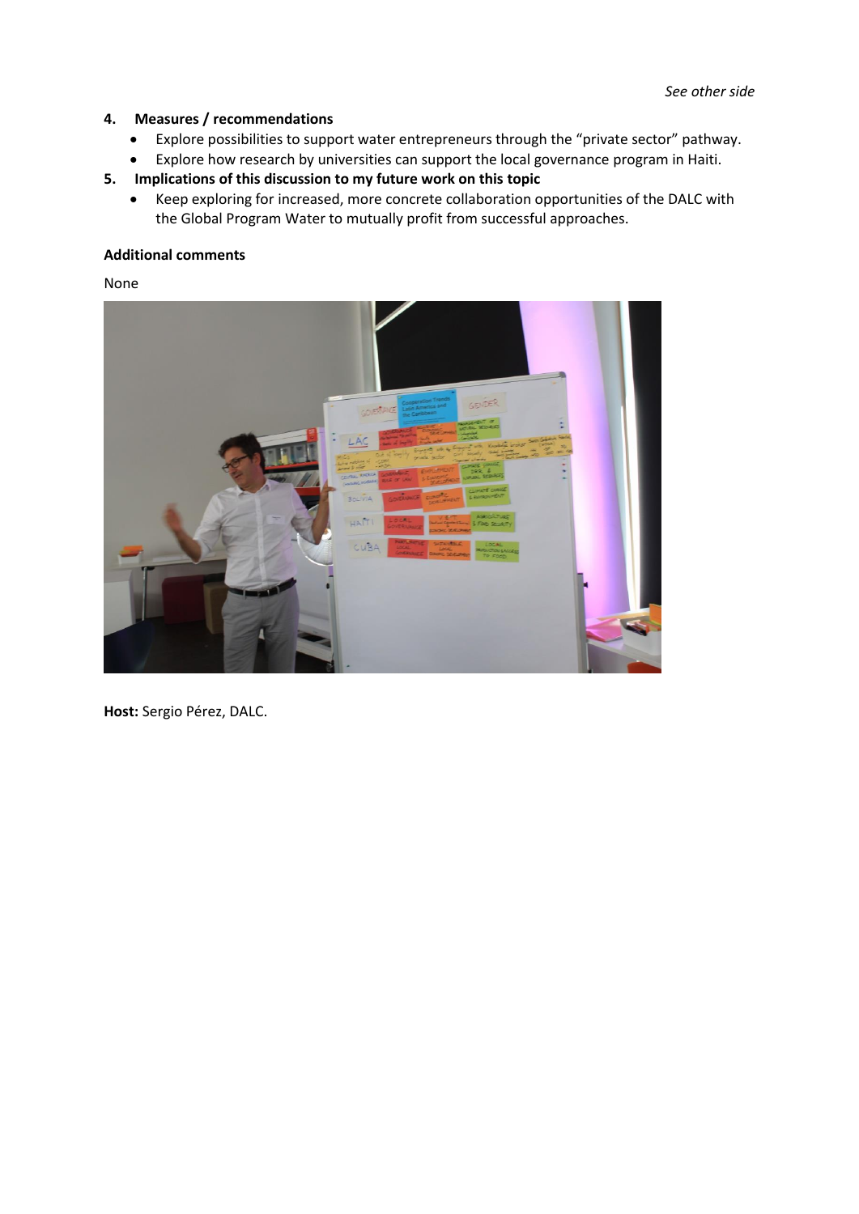*See other side*

**4. Measures / recommendations**

- Explore possibilities to support water entrepreneurs through the "private sector" pathway.
- Explore how research by universities can support the local governance program in Haiti.

**5. Implications of this discussion to my future work on this topic**

- Keep exploring for increased, more concrete collaboration opportunities of the DALC with the Global Program Water to mutually profit from successful approaches.

**Additional comments**

None

**Host:** Sergio Pérez, DALC.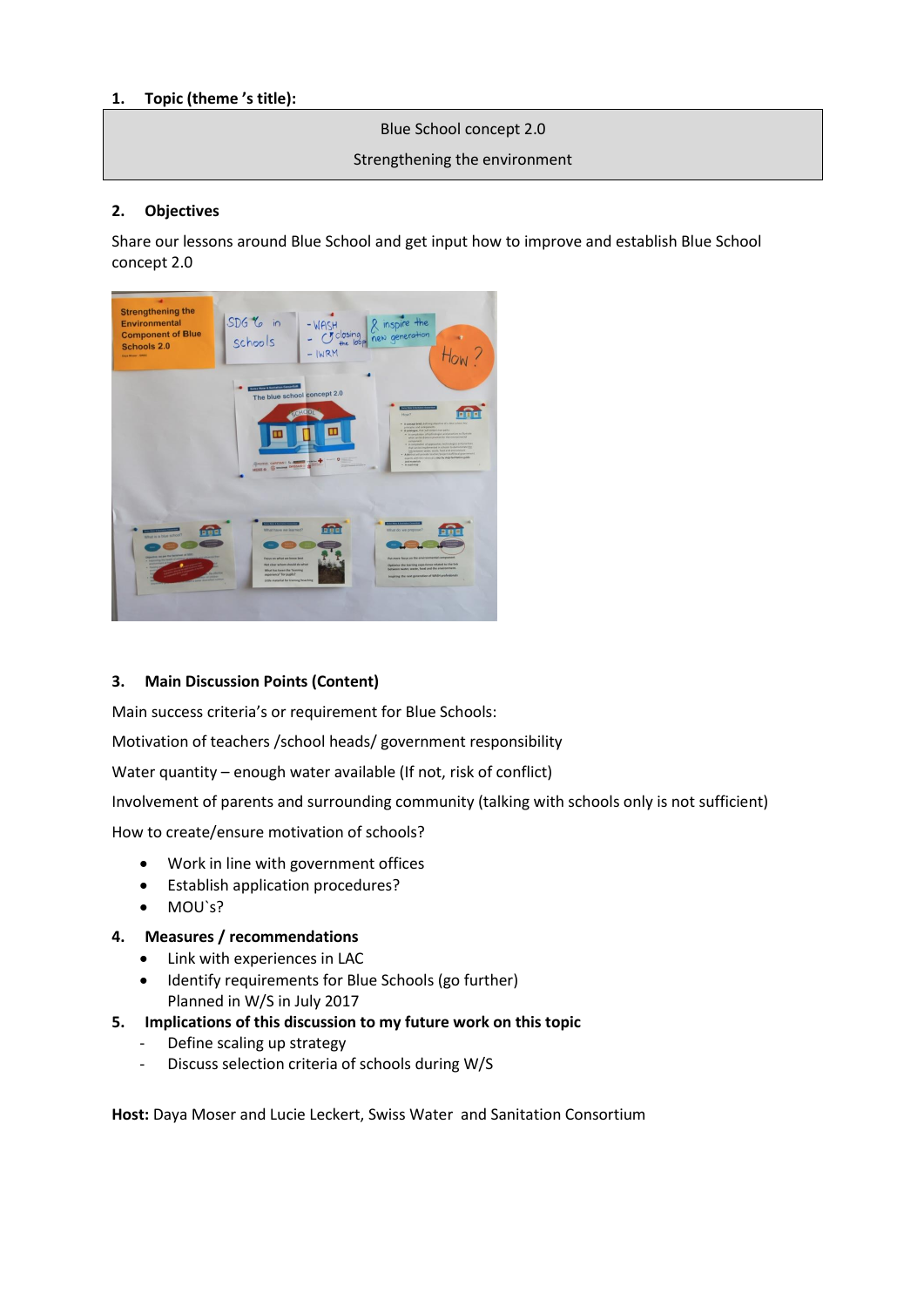## 1. Topic (theme 's title):

| Blue School concept 2.0 |
| --- |
| Strengthening the environment |

## 2. Objectives

Share our lessons around Blue School and get input how to improve and establish Blue School concept 2.0

## 3. Main Discussion Points (Content)

Main success criteria's or requirement for Blue Schools:

Motivation of teachers /school heads/ government responsibility

Water quantity – enough water available (If not, risk of conflict)

Involvement of parents and surrounding community (talking with schools only is not sufficient)

How to create/ensure motivation of schools?

- Work in line with government offices
- Establish application procedures?
- MOU`s?

## 4. Measures / recommendations

- Link with experiences in LAC
- Identify requirements for Blue Schools (go further)
  Planned in W/S in July 2017

## 5. Implications of this discussion to my future work on this topic

- Define scaling up strategy
- Discuss selection criteria of schools during W/S

**Host:** Daya Moser and Lucie Leckert, Swiss Water and Sanitation Consortium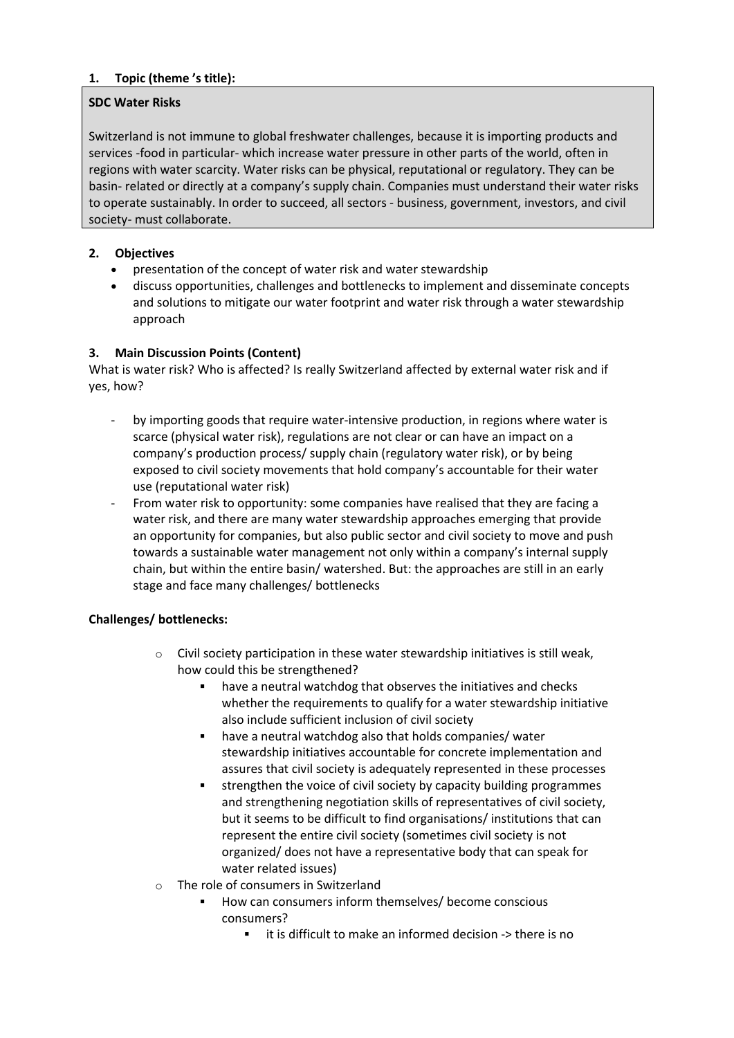**1. Topic (theme 's title):**

**SDC Water Risks**

Switzerland is not immune to global freshwater challenges, because it is importing products and services -food in particular- which increase water pressure in other parts of the world, often in regions with water scarcity. Water risks can be physical, reputational or regulatory. They can be basin- related or directly at a company's supply chain. Companies must understand their water risks to operate sustainably. In order to succeed, all sectors - business, government, investors, and civil society- must collaborate.

**2. Objectives**

- presentation of the concept of water risk and water stewardship
- discuss opportunities, challenges and bottlenecks to implement and disseminate concepts and solutions to mitigate our water footprint and water risk through a water stewardship approach

**3. Main Discussion Points (Content)**

What is water risk? Who is affected? Is really Switzerland affected by external water risk and if yes, how?

- by importing goods that require water-intensive production, in regions where water is scarce (physical water risk), regulations are not clear or can have an impact on a company's production process/ supply chain (regulatory water risk), or by being exposed to civil society movements that hold company's accountable for their water use (reputational water risk)
- From water risk to opportunity: some companies have realised that they are facing a water risk, and there are many water stewardship approaches emerging that provide an opportunity for companies, but also public sector and civil society to move and push towards a sustainable water management not only within a company's internal supply chain, but within the entire basin/ watershed. But: the approaches are still in an early stage and face many challenges/ bottlenecks

**Challenges/ bottlenecks:**

- Civil society participation in these water stewardship initiatives is still weak, how could this be strengthened?
  - have a neutral watchdog that observes the initiatives and checks whether the requirements to qualify for a water stewardship initiative also include sufficient inclusion of civil society
  - have a neutral watchdog also that holds companies/ water stewardship initiatives accountable for concrete implementation and assures that civil society is adequately represented in these processes
  - strengthen the voice of civil society by capacity building programmes and strengthening negotiation skills of representatives of civil society, but it seems to be difficult to find organisations/ institutions that can represent the entire civil society (sometimes civil society is not organized/ does not have a representative body that can speak for water related issues)
- The role of consumers in Switzerland
  - How can consumers inform themselves/ become conscious consumers?
    - it is difficult to make an informed decision -> there is no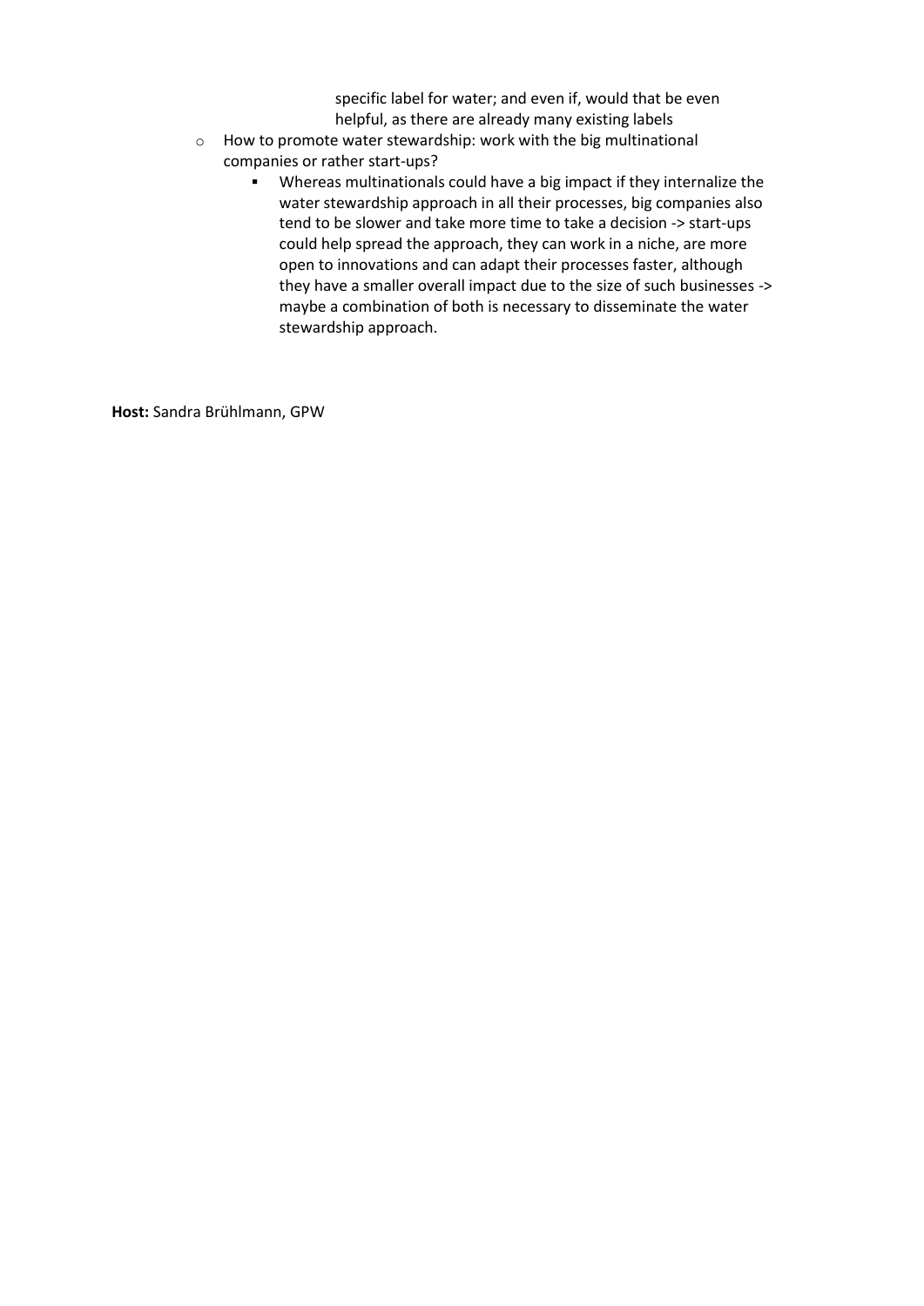- specific label for water; and even if, would that be even helpful, as there are already many existing labels
  - How to promote water stewardship: work with the big multinational companies or rather start-ups?
    - Whereas multinationals could have a big impact if they internalize the water stewardship approach in all their processes, big companies also tend to be slower and take more time to take a decision -> start-ups could help spread the approach, they can work in a niche, are more open to innovations and can adapt their processes faster, although they have a smaller overall impact due to the size of such businesses -> maybe a combination of both is necessary to disseminate the water stewardship approach.

**Host:** Sandra Brühlmann, GPW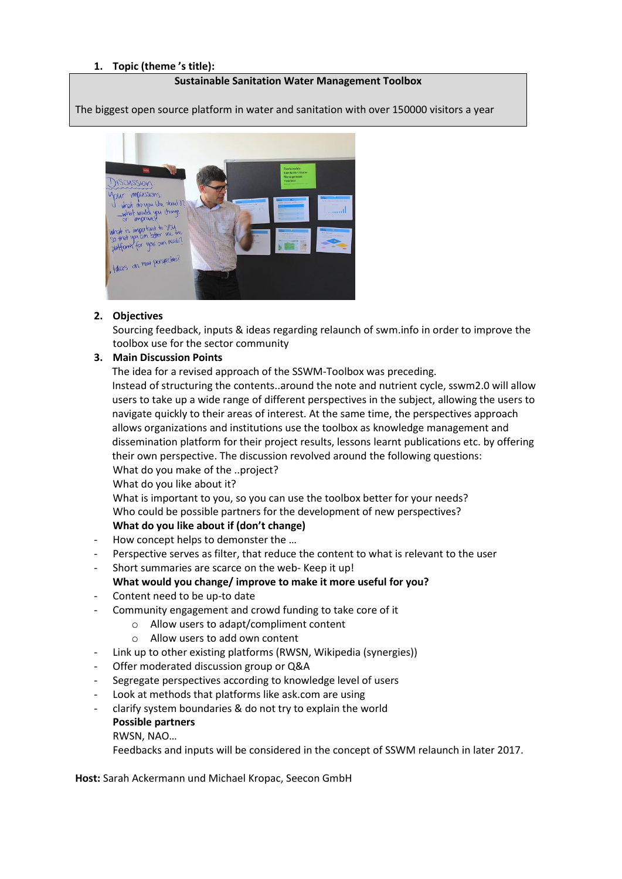1. **Topic (theme 's title):**

**Sustainable Sanitation Water Management Toolbox**

The biggest open source platform in water and sanitation with over 150000 visitors a year

2. **Objectives**

   Sourcing feedback, inputs & ideas regarding relaunch of swm.info in order to improve the toolbox use for the sector community

3. **Main Discussion Points**

   The idea for a revised approach of the SSWM-Toolbox was preceding.
   Instead of structuring the contents..around the note and nutrient cycle, sswm2.0 will allow users to take up a wide range of different perspectives in the subject, allowing the users to navigate quickly to their areas of interest. At the same time, the perspectives approach allows organizations and institutions use the toolbox as knowledge management and dissemination platform for their project results, lessons learnt publications etc. by offering their own perspective. The discussion revolved around the following questions:
   What do you make of the ..project?
   What do you like about it?
   What is important to you, so you can use the toolbox better for your needs?
   Who could be possible partners for the development of new perspectives?

   **What do you like about if (don't change)**

- How concept helps to demonster the …
- Perspective serves as filter, that reduce the content to what is relevant to the user
- Short summaries are scarce on the web- Keep it up!

   **What would you change/ improve to make it more useful for you?**

- Content need to be up-to date
- Community engagement and crowd funding to take core of it
  - Allow users to adapt/compliment content
  - Allow users to add own content
- Link up to other existing platforms (RWSN, Wikipedia (synergies))
- Offer moderated discussion group or Q&A
- Segregate perspectives according to knowledge level of users
- Look at methods that platforms like ask.com are using
- clarify system boundaries & do not try to explain the world

   **Possible partners**

   RWSN, NAO…

   Feedbacks and inputs will be considered in the concept of SSWM relaunch in later 2017.

**Host:** Sarah Ackermann und Michael Kropac, Seecon GmbH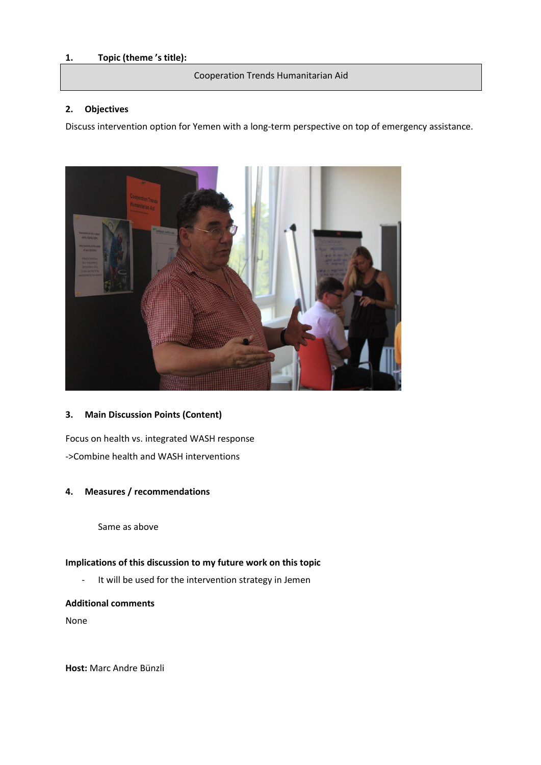**1. Topic (theme 's title):**

Cooperation Trends Humanitarian Aid

**2. Objectives**

Discuss intervention option for Yemen with a long-term perspective on top of emergency assistance.

**3. Main Discussion Points (Content)**

Focus on health vs. integrated WASH response

->Combine health and WASH interventions

**4. Measures / recommendations**

Same as above

**Implications of this discussion to my future work on this topic**

- It will be used for the intervention strategy in Jemen

**Additional comments**

None

**Host:** Marc Andre Bünzli